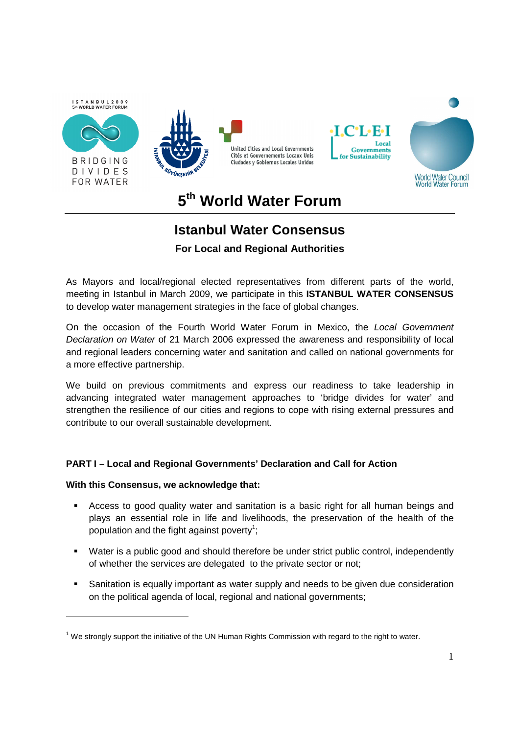# 5th World Water Forum

## Istanbul Water Consensus

### For Local and Regional Authorities

As Mayors and local/regional elected representatives from different parts of the world, meeting in Istanbul in March 2009, we participate in this **ISTANBUL WATER CONSENSUS** to develop water management strategies in the face of global changes.

On the occasion of the Fourth World Water Forum in Mexico, the *Local Government Declaration on Water* of 21 March 2006 expressed the awareness and responsibility of local and regional leaders concerning water and sanitation and called on national governments for a more effective partnership.

We build on previous commitments and express our readiness to take leadership in advancing integrated water management approaches to 'bridge divides for water' and strengthen the resilience of our cities and regions to cope with rising external pressures and contribute to our overall sustainable development.

**PART I – Local and Regional Governments' Declaration and Call for Action**

**With this Consensus, we acknowledge that:**

- Access to good quality water and sanitation is a basic right for all human beings and plays an essential role in life and livelihoods, the preservation of the health of the population and the fight against poverty[1];
- Water is a public good and should therefore be under strict public control, independently of whether the services are delegated to the private sector or not;
- Sanitation is equally important as water supply and needs to be given due consideration on the political agenda of local, regional and national governments;

[1] We strongly support the initiative of the UN Human Rights Commission with regard to the right to water.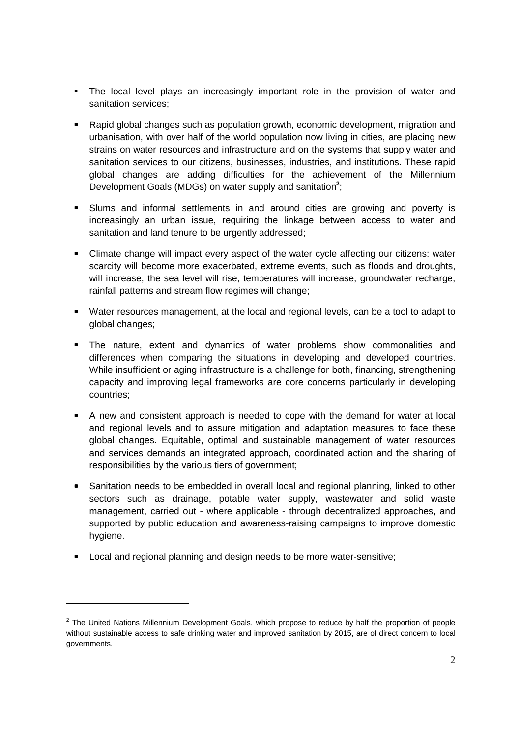- The local level plays an increasingly important role in the provision of water and sanitation services;

- Rapid global changes such as population growth, economic development, migration and urbanisation, with over half of the world population now living in cities, are placing new strains on water resources and infrastructure and on the systems that supply water and sanitation services to our citizens, businesses, industries, and institutions. These rapid global changes are adding difficulties for the achievement of the Millennium Development Goals (MDGs) on water supply and sanitation[2];

- Slums and informal settlements in and around cities are growing and poverty is increasingly an urban issue, requiring the linkage between access to water and sanitation and land tenure to be urgently addressed;

- Climate change will impact every aspect of the water cycle affecting our citizens: water scarcity will become more exacerbated, extreme events, such as floods and droughts, will increase, the sea level will rise, temperatures will increase, groundwater recharge, rainfall patterns and stream flow regimes will change;

- Water resources management, at the local and regional levels, can be a tool to adapt to global changes;

- The nature, extent and dynamics of water problems show commonalities and differences when comparing the situations in developing and developed countries. While insufficient or aging infrastructure is a challenge for both, financing, strengthening capacity and improving legal frameworks are core concerns particularly in developing countries;

- A new and consistent approach is needed to cope with the demand for water at local and regional levels and to assure mitigation and adaptation measures to face these global changes. Equitable, optimal and sustainable management of water resources and services demands an integrated approach, coordinated action and the sharing of responsibilities by the various tiers of government;

- Sanitation needs to be embedded in overall local and regional planning, linked to other sectors such as drainage, potable water supply, wastewater and solid waste management, carried out - where applicable - through decentralized approaches, and supported by public education and awareness-raising campaigns to improve domestic hygiene.

- Local and regional planning and design needs to be more water-sensitive;

---

[2] The United Nations Millennium Development Goals, which propose to reduce by half the proportion of people without sustainable access to safe drinking water and improved sanitation by 2015, are of direct concern to local governments.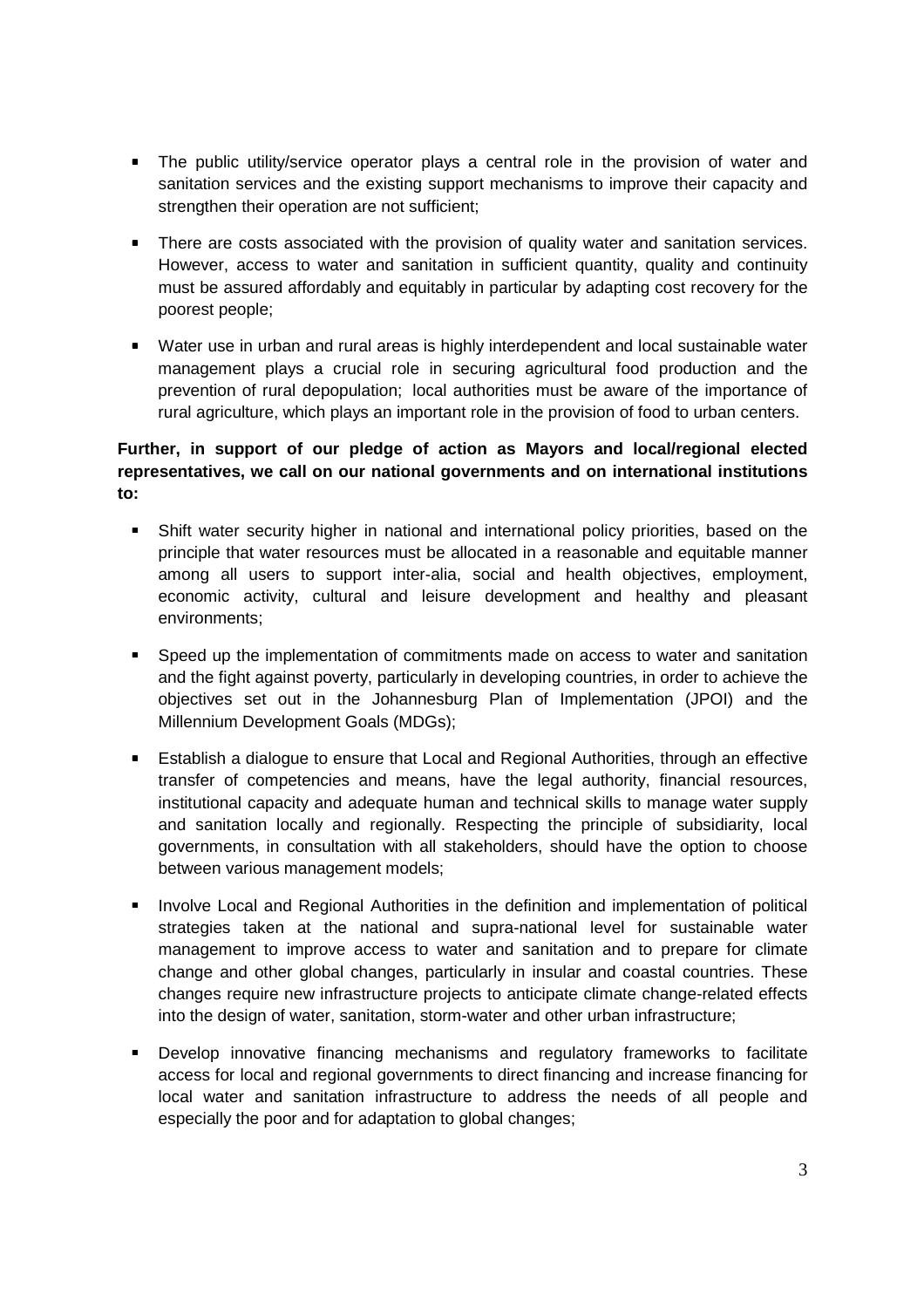- The public utility/service operator plays a central role in the provision of water and sanitation services and the existing support mechanisms to improve their capacity and strengthen their operation are not sufficient;
- There are costs associated with the provision of quality water and sanitation services. However, access to water and sanitation in sufficient quantity, quality and continuity must be assured affordably and equitably in particular by adapting cost recovery for the poorest people;
- Water use in urban and rural areas is highly interdependent and local sustainable water management plays a crucial role in securing agricultural food production and the prevention of rural depopulation; local authorities must be aware of the importance of rural agriculture, which plays an important role in the provision of food to urban centers.

**Further, in support of our pledge of action as Mayors and local/regional elected representatives, we call on our national governments and on international institutions to:**

- Shift water security higher in national and international policy priorities, based on the principle that water resources must be allocated in a reasonable and equitable manner among all users to support inter-alia, social and health objectives, employment, economic activity, cultural and leisure development and healthy and pleasant environments;
- Speed up the implementation of commitments made on access to water and sanitation and the fight against poverty, particularly in developing countries, in order to achieve the objectives set out in the Johannesburg Plan of Implementation (JPOI) and the Millennium Development Goals (MDGs);
- Establish a dialogue to ensure that Local and Regional Authorities, through an effective transfer of competencies and means, have the legal authority, financial resources, institutional capacity and adequate human and technical skills to manage water supply and sanitation locally and regionally. Respecting the principle of subsidiarity, local governments, in consultation with all stakeholders, should have the option to choose between various management models;
- Involve Local and Regional Authorities in the definition and implementation of political strategies taken at the national and supra-national level for sustainable water management to improve access to water and sanitation and to prepare for climate change and other global changes, particularly in insular and coastal countries. These changes require new infrastructure projects to anticipate climate change-related effects into the design of water, sanitation, storm-water and other urban infrastructure;
- Develop innovative financing mechanisms and regulatory frameworks to facilitate access for local and regional governments to direct financing and increase financing for local water and sanitation infrastructure to address the needs of all people and especially the poor and for adaptation to global changes;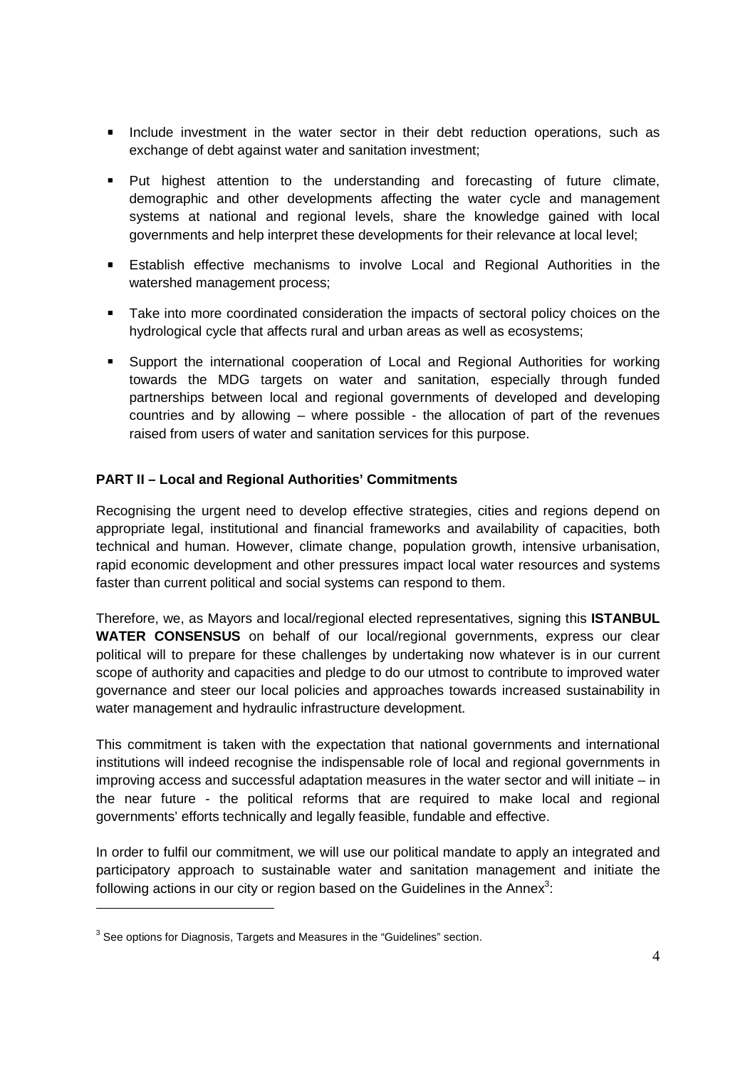- Include investment in the water sector in their debt reduction operations, such as exchange of debt against water and sanitation investment;
- Put highest attention to the understanding and forecasting of future climate, demographic and other developments affecting the water cycle and management systems at national and regional levels, share the knowledge gained with local governments and help interpret these developments for their relevance at local level;
- Establish effective mechanisms to involve Local and Regional Authorities in the watershed management process;
- Take into more coordinated consideration the impacts of sectoral policy choices on the hydrological cycle that affects rural and urban areas as well as ecosystems;
- Support the international cooperation of Local and Regional Authorities for working towards the MDG targets on water and sanitation, especially through funded partnerships between local and regional governments of developed and developing countries and by allowing – where possible - the allocation of part of the revenues raised from users of water and sanitation services for this purpose.

**PART II – Local and Regional Authorities' Commitments**

Recognising the urgent need to develop effective strategies, cities and regions depend on appropriate legal, institutional and financial frameworks and availability of capacities, both technical and human. However, climate change, population growth, intensive urbanisation, rapid economic development and other pressures impact local water resources and systems faster than current political and social systems can respond to them.

Therefore, we, as Mayors and local/regional elected representatives, signing this **ISTANBUL WATER CONSENSUS** on behalf of our local/regional governments, express our clear political will to prepare for these challenges by undertaking now whatever is in our current scope of authority and capacities and pledge to do our utmost to contribute to improved water governance and steer our local policies and approaches towards increased sustainability in water management and hydraulic infrastructure development.

This commitment is taken with the expectation that national governments and international institutions will indeed recognise the indispensable role of local and regional governments in improving access and successful adaptation measures in the water sector and will initiate – in the near future - the political reforms that are required to make local and regional governments' efforts technically and legally feasible, fundable and effective.

In order to fulfil our commitment, we will use our political mandate to apply an integrated and participatory approach to sustainable water and sanitation management and initiate the following actions in our city or region based on the Guidelines in the Annex[3]:

[3] See options for Diagnosis, Targets and Measures in the "Guidelines" section.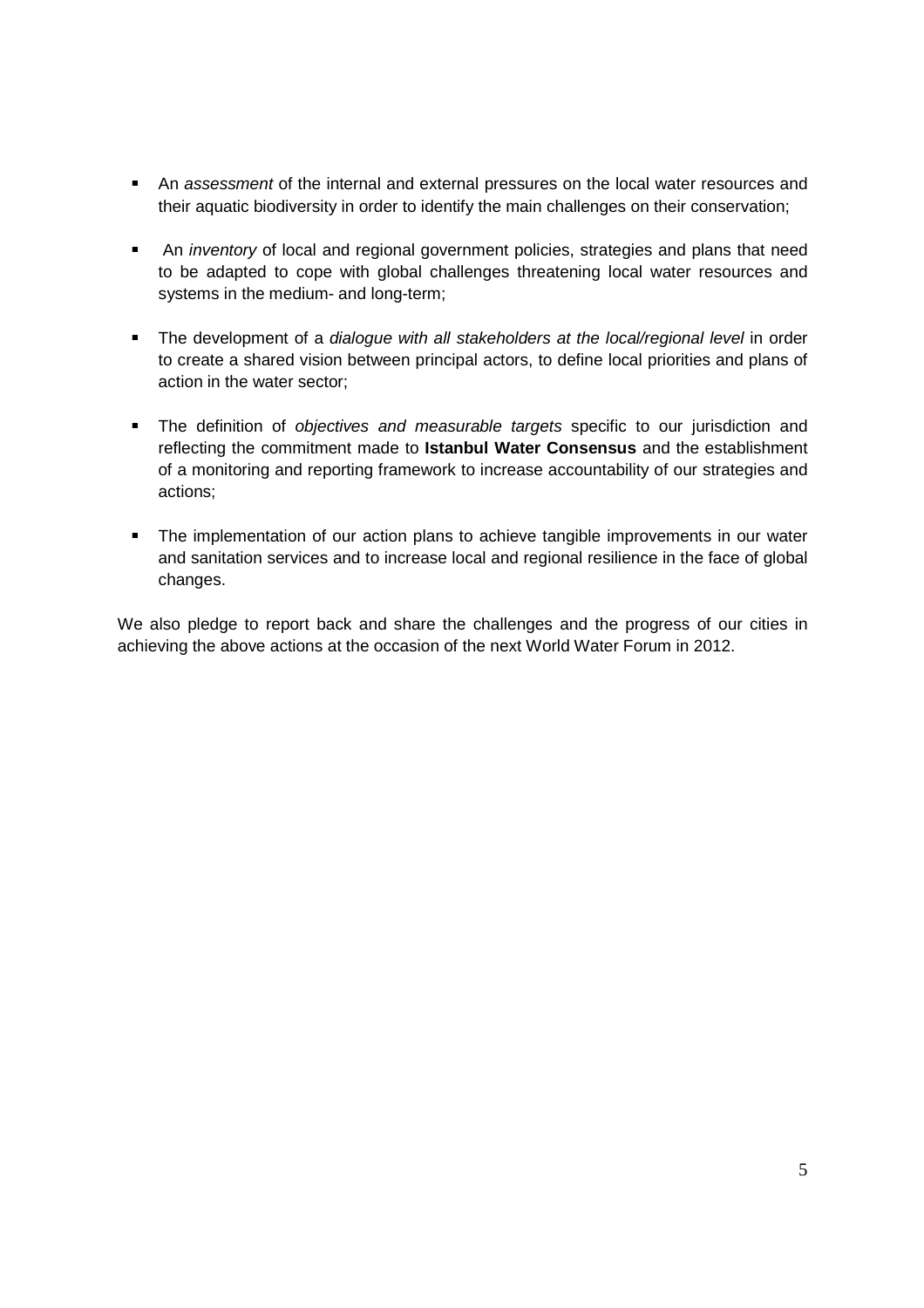- An *assessment* of the internal and external pressures on the local water resources and their aquatic biodiversity in order to identify the main challenges on their conservation;

- An *inventory* of local and regional government policies, strategies and plans that need to be adapted to cope with global challenges threatening local water resources and systems in the medium- and long-term;

- The development of a *dialogue with all stakeholders at the local/regional level* in order to create a shared vision between principal actors, to define local priorities and plans of action in the water sector;

- The definition of *objectives and measurable targets* specific to our jurisdiction and reflecting the commitment made to **Istanbul Water Consensus** and the establishment of a monitoring and reporting framework to increase accountability of our strategies and actions;

- The implementation of our action plans to achieve tangible improvements in our water and sanitation services and to increase local and regional resilience in the face of global changes.

We also pledge to report back and share the challenges and the progress of our cities in achieving the above actions at the occasion of the next World Water Forum in 2012.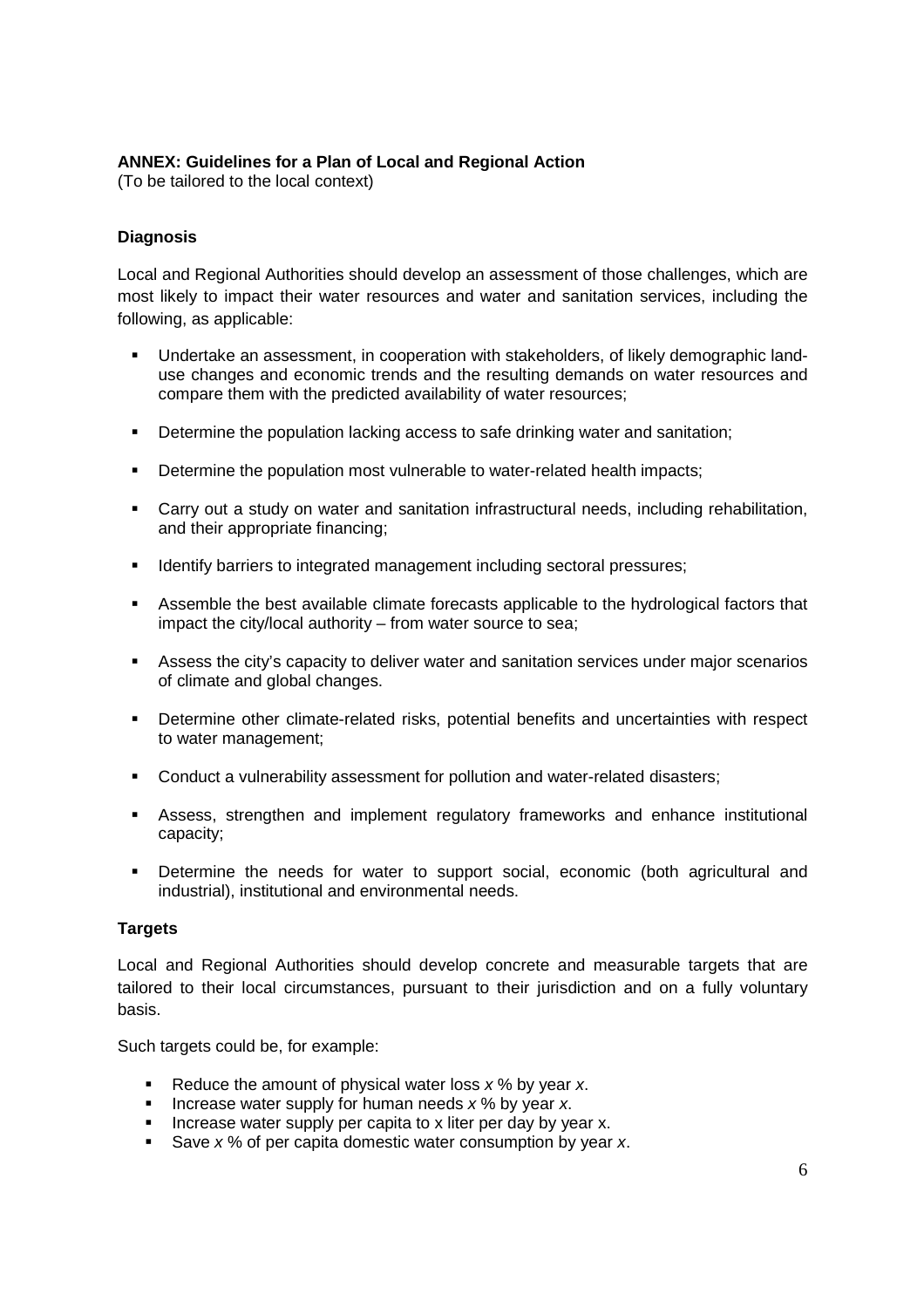**ANNEX: Guidelines for a Plan of Local and Regional Action**
(To be tailored to the local context)

**Diagnosis**

Local and Regional Authorities should develop an assessment of those challenges, which are most likely to impact their water resources and water and sanitation services, including the following, as applicable:

- Undertake an assessment, in cooperation with stakeholders, of likely demographic land-use changes and economic trends and the resulting demands on water resources and compare them with the predicted availability of water resources;
- Determine the population lacking access to safe drinking water and sanitation;
- Determine the population most vulnerable to water-related health impacts;
- Carry out a study on water and sanitation infrastructural needs, including rehabilitation, and their appropriate financing;
- Identify barriers to integrated management including sectoral pressures;
- Assemble the best available climate forecasts applicable to the hydrological factors that impact the city/local authority – from water source to sea;
- Assess the city's capacity to deliver water and sanitation services under major scenarios of climate and global changes.
- Determine other climate-related risks, potential benefits and uncertainties with respect to water management;
- Conduct a vulnerability assessment for pollution and water-related disasters;
- Assess, strengthen and implement regulatory frameworks and enhance institutional capacity;
- Determine the needs for water to support social, economic (both agricultural and industrial), institutional and environmental needs.

**Targets**

Local and Regional Authorities should develop concrete and measurable targets that are tailored to their local circumstances, pursuant to their jurisdiction and on a fully voluntary basis.

Such targets could be, for example:

- Reduce the amount of physical water loss *x* % by year *x*.
- Increase water supply for human needs *x* % by year *x*.
- Increase water supply per capita to x liter per day by year x.
- Save *x* % of per capita domestic water consumption by year *x*.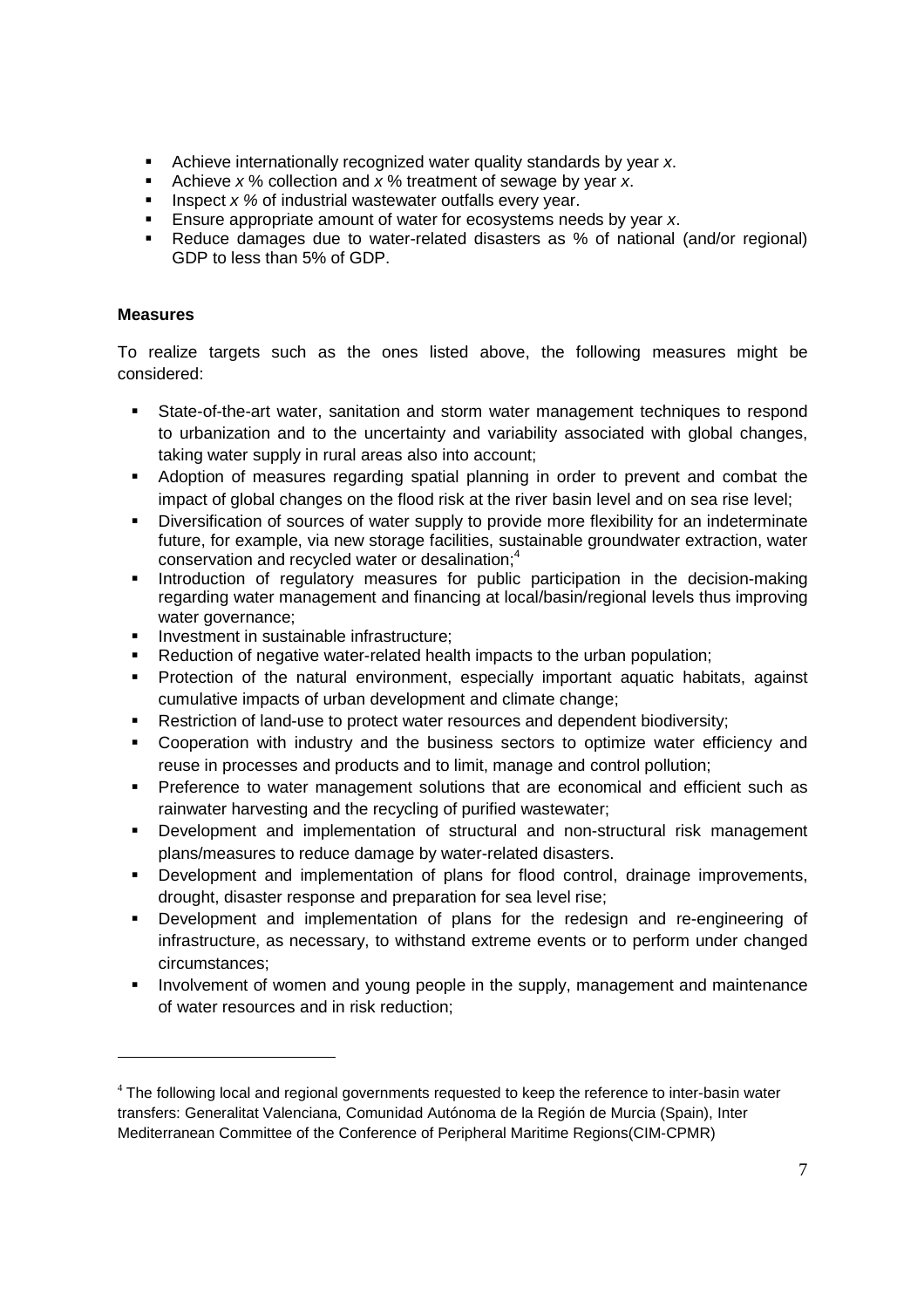- Achieve internationally recognized water quality standards by year *x*.
- Achieve *x* % collection and *x* % treatment of sewage by year *x*.
- Inspect *x %* of industrial wastewater outfalls every year.
- Ensure appropriate amount of water for ecosystems needs by year *x*.
- Reduce damages due to water-related disasters as % of national (and/or regional) GDP to less than 5% of GDP.

**Measures**

To realize targets such as the ones listed above, the following measures might be considered:

- State-of-the-art water, sanitation and storm water management techniques to respond to urbanization and to the uncertainty and variability associated with global changes, taking water supply in rural areas also into account;
- Adoption of measures regarding spatial planning in order to prevent and combat the impact of global changes on the flood risk at the river basin level and on sea rise level;
- Diversification of sources of water supply to provide more flexibility for an indeterminate future, for example, via new storage facilities, sustainable groundwater extraction, water conservation and recycled water or desalination;[4]
- Introduction of regulatory measures for public participation in the decision-making regarding water management and financing at local/basin/regional levels thus improving water governance;
- Investment in sustainable infrastructure;
- Reduction of negative water-related health impacts to the urban population;
- Protection of the natural environment, especially important aquatic habitats, against cumulative impacts of urban development and climate change;
- Restriction of land-use to protect water resources and dependent biodiversity;
- Cooperation with industry and the business sectors to optimize water efficiency and reuse in processes and products and to limit, manage and control pollution;
- Preference to water management solutions that are economical and efficient such as rainwater harvesting and the recycling of purified wastewater;
- Development and implementation of structural and non-structural risk management plans/measures to reduce damage by water-related disasters.
- Development and implementation of plans for flood control, drainage improvements, drought, disaster response and preparation for sea level rise;
- Development and implementation of plans for the redesign and re-engineering of infrastructure, as necessary, to withstand extreme events or to perform under changed circumstances;
- Involvement of women and young people in the supply, management and maintenance of water resources and in risk reduction;

[4] The following local and regional governments requested to keep the reference to inter-basin water transfers: Generalitat Valenciana, Comunidad Autónoma de la Región de Murcia (Spain), Inter Mediterranean Committee of the Conference of Peripheral Maritime Regions(CIM-CPMR)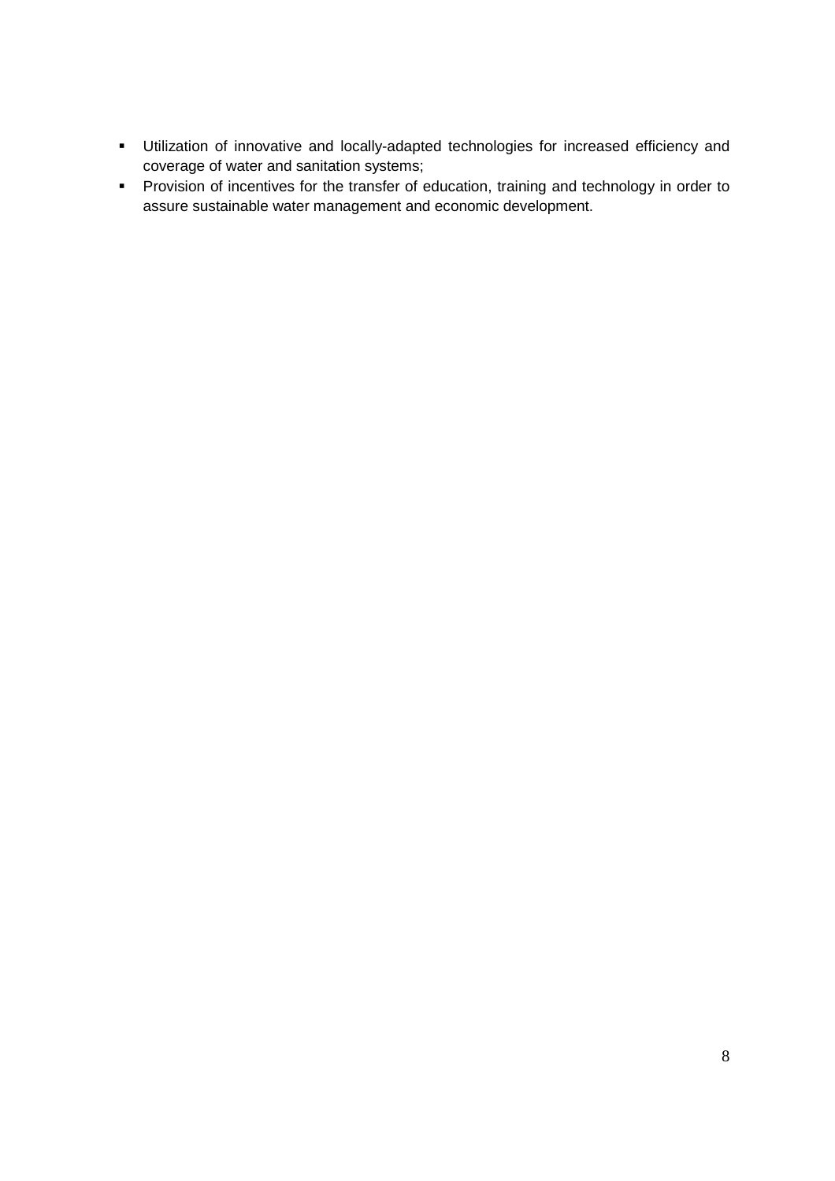- Utilization of innovative and locally-adapted technologies for increased efficiency and coverage of water and sanitation systems;
- Provision of incentives for the transfer of education, training and technology in order to assure sustainable water management and economic development.